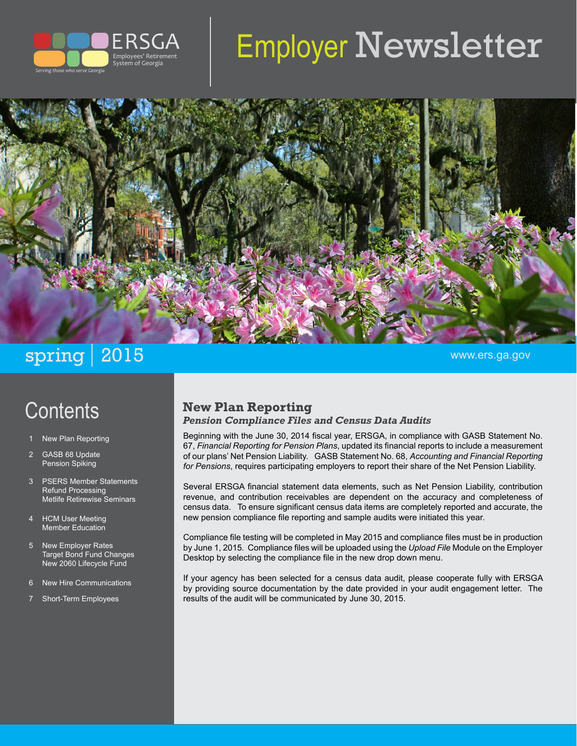ERSGA
Employees' Retirement System of Georgia
*Serving those who serve Georgia*

# Employer Newsletter

spring | 2015

www.ers.ga.gov

## Contents

1. New Plan Reporting
2. GASB 68 Update
   Pension Spiking
3. PSERS Member Statements
   Refund Processing
   Metlife Retirewise Seminars
4. HCM User Meeting
   Member Education
5. New Employer Rates
   Target Bond Fund Changes
   New 2060 Lifecycle Fund
6. New Hire Communications
7. Short-Term Employees

## New Plan Reporting

***Pension Compliance Files and Census Data Audits***

Beginning with the June 30, 2014 fiscal year, ERSGA, in compliance with GASB Statement No. 67, *Financial Reporting for Pension Plans*, updated its financial reports to include a measurement of our plans' Net Pension Liability. GASB Statement No. 68, *Accounting and Financial Reporting for Pensions*, requires participating employers to report their share of the Net Pension Liability.

Several ERSGA financial statement data elements, such as Net Pension Liability, contribution revenue, and contribution receivables are dependent on the accuracy and completeness of census data. To ensure significant census data items are completely reported and accurate, the new pension compliance file reporting and sample audits were initiated this year.

Compliance file testing will be completed in May 2015 and compliance files must be in production by June 1, 2015. Compliance files will be uploaded using the *Upload File* Module on the Employer Desktop by selecting the compliance file in the new drop down menu.

If your agency has been selected for a census data audit, please cooperate fully with ERSGA by providing source documentation by the date provided in your audit engagement letter. The results of the audit will be communicated by June 30, 2015.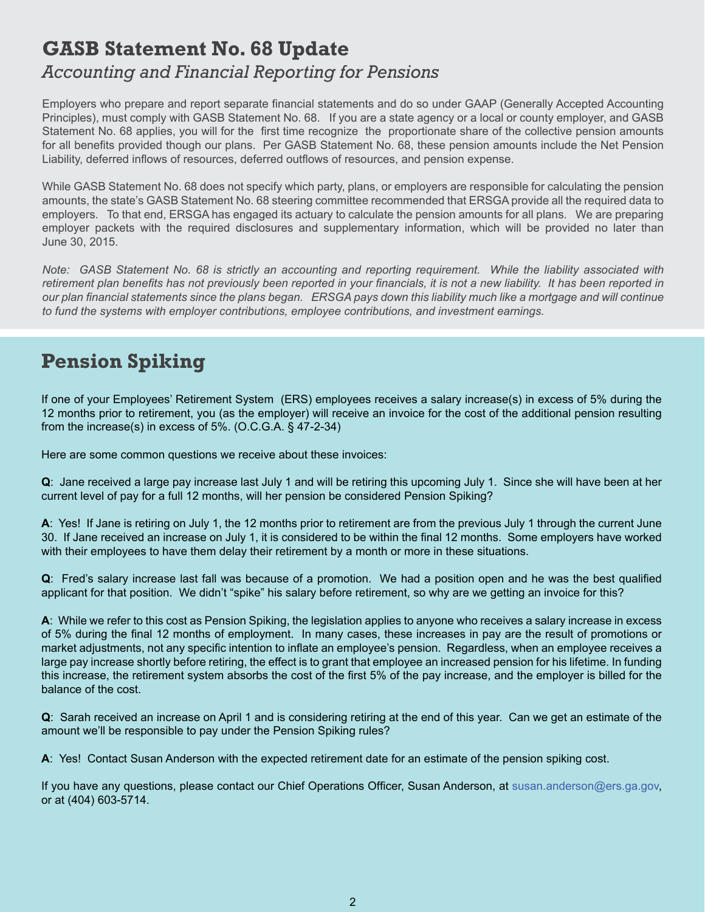## GASB Statement No. 68 Update

*Accounting and Financial Reporting for Pensions*

Employers who prepare and report separate financial statements and do so under GAAP (Generally Accepted Accounting Principles), must comply with GASB Statement No. 68. If you are a state agency or a local or county employer, and GASB Statement No. 68 applies, you will for the first time recognize the proportionate share of the collective pension amounts for all benefits provided though our plans. Per GASB Statement No. 68, these pension amounts include the Net Pension Liability, deferred inflows of resources, deferred outflows of resources, and pension expense.

While GASB Statement No. 68 does not specify which party, plans, or employers are responsible for calculating the pension amounts, the state's GASB Statement No. 68 steering committee recommended that ERSGA provide all the required data to employers. To that end, ERSGA has engaged its actuary to calculate the pension amounts for all plans. We are preparing employer packets with the required disclosures and supplementary information, which will be provided no later than June 30, 2015.

*Note: GASB Statement No. 68 is strictly an accounting and reporting requirement. While the liability associated with retirement plan benefits has not previously been reported in your financials, it is not a new liability. It has been reported in our plan financial statements since the plans began. ERSGA pays down this liability much like a mortgage and will continue to fund the systems with employer contributions, employee contributions, and investment earnings.*

## Pension Spiking

If one of your Employees' Retirement System (ERS) employees receives a salary increase(s) in excess of 5% during the 12 months prior to retirement, you (as the employer) will receive an invoice for the cost of the additional pension resulting from the increase(s) in excess of 5%. (O.C.G.A. § 47-2-34)

Here are some common questions we receive about these invoices:

**Q**: Jane received a large pay increase last July 1 and will be retiring this upcoming July 1. Since she will have been at her current level of pay for a full 12 months, will her pension be considered Pension Spiking?

**A**: Yes! If Jane is retiring on July 1, the 12 months prior to retirement are from the previous July 1 through the current June 30. If Jane received an increase on July 1, it is considered to be within the final 12 months. Some employers have worked with their employees to have them delay their retirement by a month or more in these situations.

**Q**: Fred's salary increase last fall was because of a promotion. We had a position open and he was the best qualified applicant for that position. We didn't "spike" his salary before retirement, so why are we getting an invoice for this?

**A**: While we refer to this cost as Pension Spiking, the legislation applies to anyone who receives a salary increase in excess of 5% during the final 12 months of employment. In many cases, these increases in pay are the result of promotions or market adjustments, not any specific intention to inflate an employee's pension. Regardless, when an employee receives a large pay increase shortly before retiring, the effect is to grant that employee an increased pension for his lifetime. In funding this increase, the retirement system absorbs the cost of the first 5% of the pay increase, and the employer is billed for the balance of the cost.

**Q**: Sarah received an increase on April 1 and is considering retiring at the end of this year. Can we get an estimate of the amount we'll be responsible to pay under the Pension Spiking rules?

**A**: Yes! Contact Susan Anderson with the expected retirement date for an estimate of the pension spiking cost.

If you have any questions, please contact our Chief Operations Officer, Susan Anderson, at susan.anderson@ers.ga.gov, or at (404) 603-5714.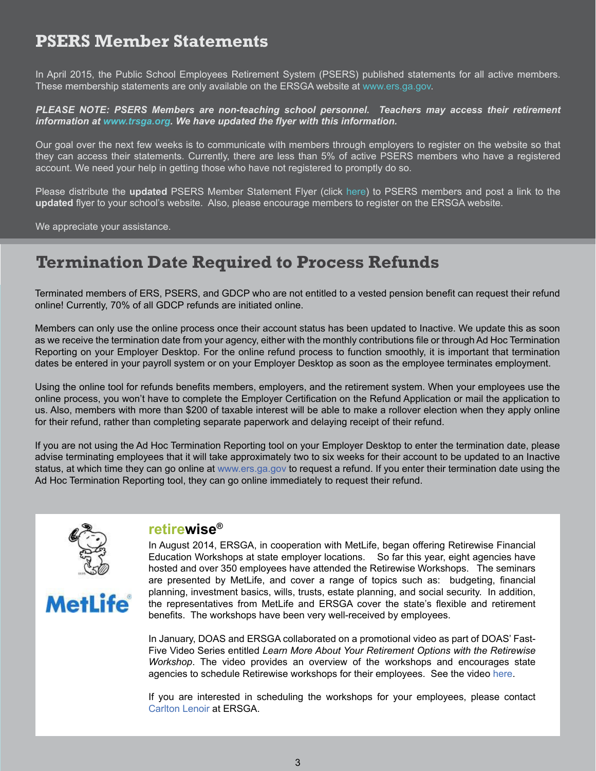## PSERS Member Statements

In April 2015, the Public School Employees Retirement System (PSERS) published statements for all active members. These membership statements are only available on the ERSGA website at www.ers.ga.gov.

***PLEASE NOTE: PSERS Members are non-teaching school personnel. Teachers may access their retirement information at www.trsga.org. We have updated the flyer with this information.***

Our goal over the next few weeks is to communicate with members through employers to register on the website so that they can access their statements. Currently, there are less than 5% of active PSERS members who have a registered account. We need your help in getting those who have not registered to promptly do so.

Please distribute the **updated** PSERS Member Statement Flyer (click here) to PSERS members and post a link to the **updated** flyer to your school's website. Also, please encourage members to register on the ERSGA website.

We appreciate your assistance.

## Termination Date Required to Process Refunds

Terminated members of ERS, PSERS, and GDCP who are not entitled to a vested pension benefit can request their refund online! Currently, 70% of all GDCP refunds are initiated online.

Members can only use the online process once their account status has been updated to Inactive. We update this as soon as we receive the termination date from your agency, either with the monthly contributions file or through Ad Hoc Termination Reporting on your Employer Desktop. For the online refund process to function smoothly, it is important that termination dates be entered in your payroll system or on your Employer Desktop as soon as the employee terminates employment.

Using the online tool for refunds benefits members, employers, and the retirement system. When your employees use the online process, you won't have to complete the Employer Certification on the Refund Application or mail the application to us. Also, members with more than $200 of taxable interest will be able to make a rollover election when they apply online for their refund, rather than completing separate paperwork and delaying receipt of their refund.

If you are not using the Ad Hoc Termination Reporting tool on your Employer Desktop to enter the termination date, please advise terminating employees that it will take approximately two to six weeks for their account to be updated to an Inactive status, at which time they can go online at www.ers.ga.gov to request a refund. If you enter their termination date using the Ad Hoc Termination Reporting tool, they can go online immediately to request their refund.

### retirewise®

In August 2014, ERSGA, in cooperation with MetLife, began offering Retirewise Financial Education Workshops at state employer locations. So far this year, eight agencies have hosted and over 350 employees have attended the Retirewise Workshops. The seminars are presented by MetLife, and cover a range of topics such as: budgeting, financial planning, investment basics, wills, trusts, estate planning, and social security. In addition, the representatives from MetLife and ERSGA cover the state's flexible and retirement benefits. The workshops have been very well-received by employees.

In January, DOAS and ERSGA collaborated on a promotional video as part of DOAS' Fast-Five Video Series entitled *Learn More About Your Retirement Options with the Retirewise Workshop*. The video provides an overview of the workshops and encourages state agencies to schedule Retirewise workshops for their employees. See the video here.

If you are interested in scheduling the workshops for your employees, please contact Carlton Lenoir at ERSGA.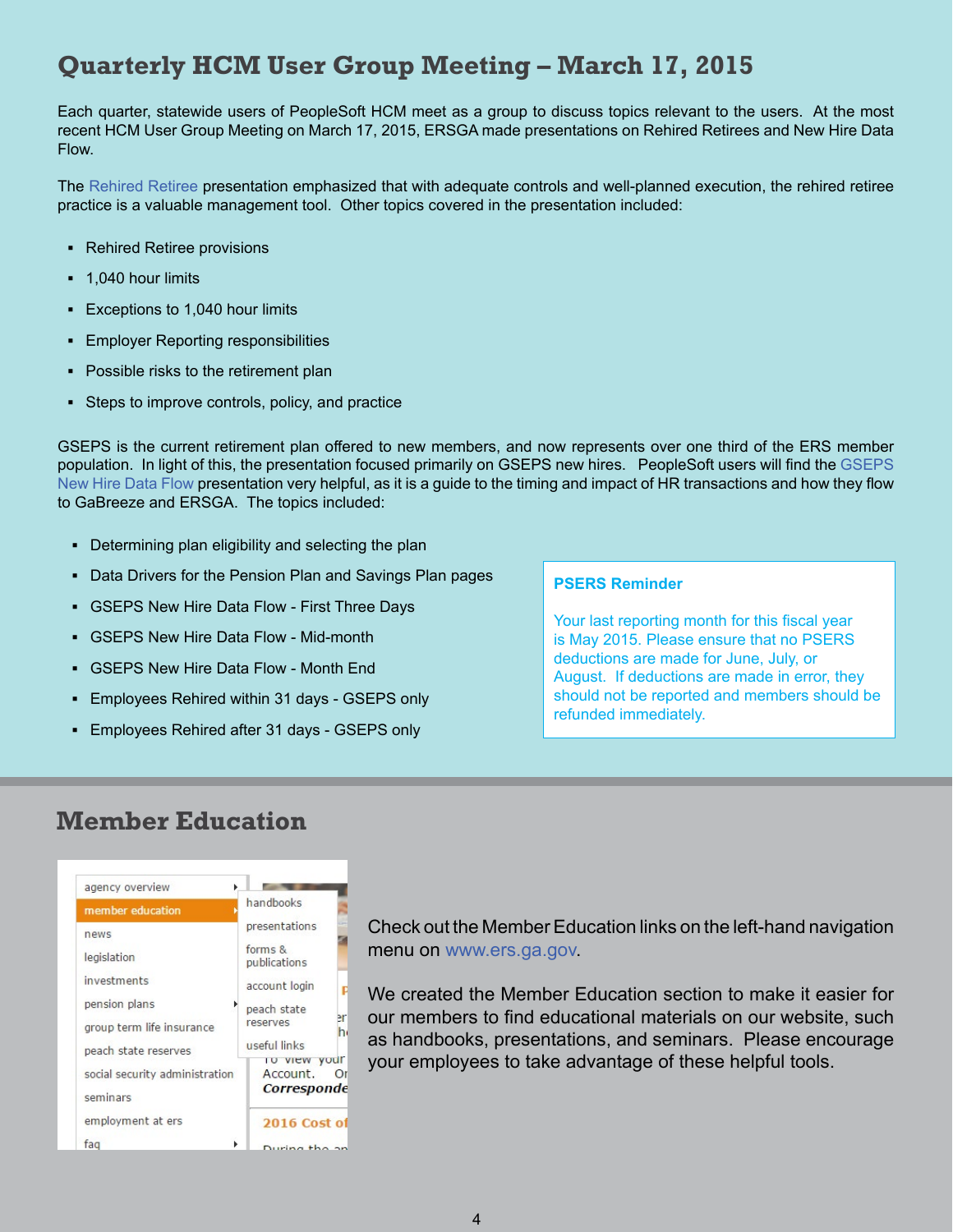## Quarterly HCM User Group Meeting – March 17, 2015

Each quarter, statewide users of PeopleSoft HCM meet as a group to discuss topics relevant to the users. At the most recent HCM User Group Meeting on March 17, 2015, ERSGA made presentations on Rehired Retirees and New Hire Data Flow.

The Rehired Retiree presentation emphasized that with adequate controls and well-planned execution, the rehired retiree practice is a valuable management tool. Other topics covered in the presentation included:

- Rehired Retiree provisions
- 1,040 hour limits
- Exceptions to 1,040 hour limits
- Employer Reporting responsibilities
- Possible risks to the retirement plan
- Steps to improve controls, policy, and practice

GSEPS is the current retirement plan offered to new members, and now represents over one third of the ERS member population. In light of this, the presentation focused primarily on GSEPS new hires. PeopleSoft users will find the GSEPS New Hire Data Flow presentation very helpful, as it is a guide to the timing and impact of HR transactions and how they flow to GaBreeze and ERSGA. The topics included:

- Determining plan eligibility and selecting the plan
- Data Drivers for the Pension Plan and Savings Plan pages
- GSEPS New Hire Data Flow - First Three Days
- GSEPS New Hire Data Flow - Mid-month
- GSEPS New Hire Data Flow - Month End
- Employees Rehired within 31 days - GSEPS only
- Employees Rehired after 31 days - GSEPS only

**PSERS Reminder**

Your last reporting month for this fiscal year is May 2015. Please ensure that no PSERS deductions are made for June, July, or August. If deductions are made in error, they should not be reported and members should be refunded immediately.

## Member Education

Check out the Member Education links on the left-hand navigation menu on www.ers.ga.gov.

We created the Member Education section to make it easier for our members to find educational materials on our website, such as handbooks, presentations, and seminars. Please encourage your employees to take advantage of these helpful tools.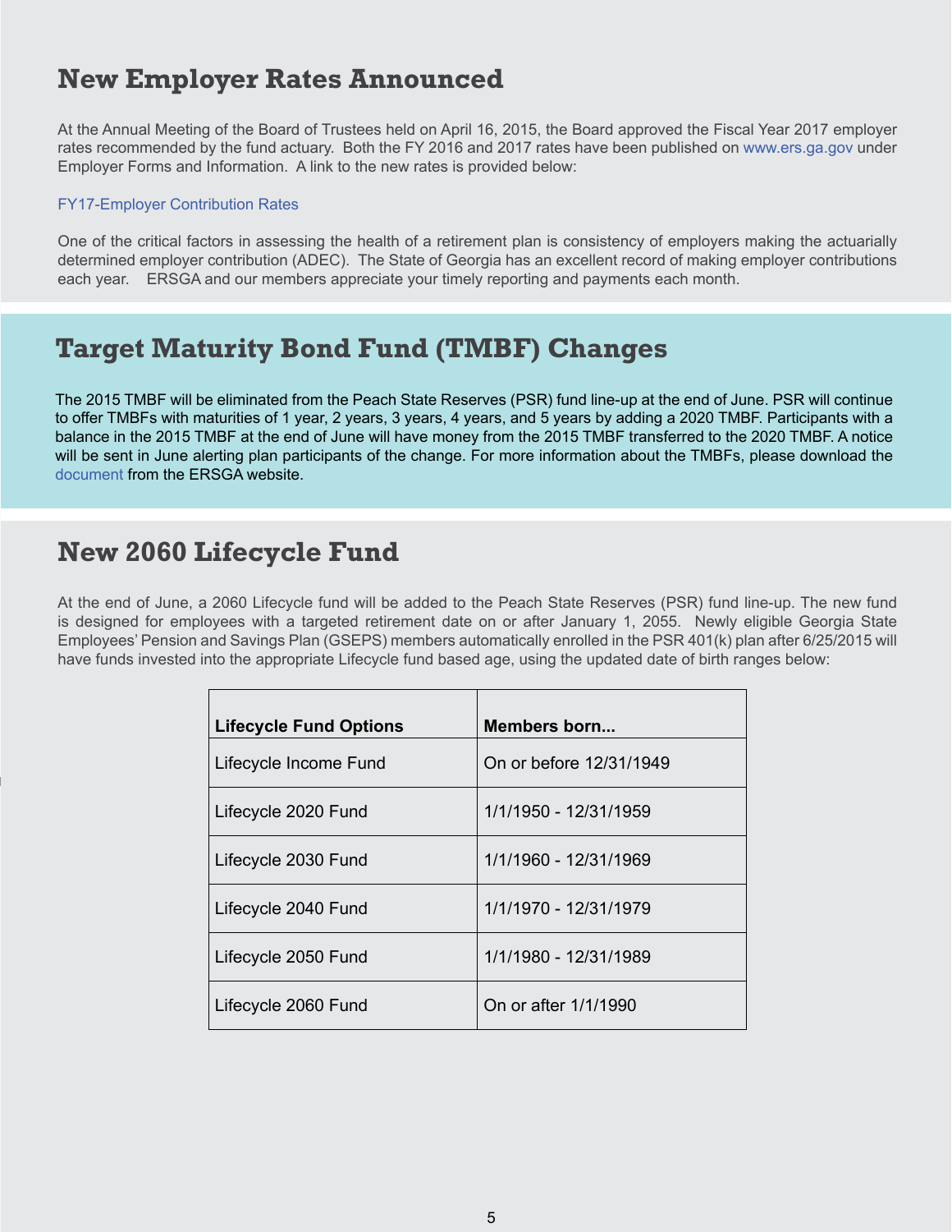## New Employer Rates Announced

At the Annual Meeting of the Board of Trustees held on April 16, 2015, the Board approved the Fiscal Year 2017 employer rates recommended by the fund actuary. Both the FY 2016 and 2017 rates have been published on www.ers.ga.gov under Employer Forms and Information. A link to the new rates is provided below:

FY17-Employer Contribution Rates

One of the critical factors in assessing the health of a retirement plan is consistency of employers making the actuarially determined employer contribution (ADEC). The State of Georgia has an excellent record of making employer contributions each year. ERSGA and our members appreciate your timely reporting and payments each month.

## Target Maturity Bond Fund (TMBF) Changes

The 2015 TMBF will be eliminated from the Peach State Reserves (PSR) fund line-up at the end of June. PSR will continue to offer TMBFs with maturities of 1 year, 2 years, 3 years, 4 years, and 5 years by adding a 2020 TMBF. Participants with a balance in the 2015 TMBF at the end of June will have money from the 2015 TMBF transferred to the 2020 TMBF. A notice will be sent in June alerting plan participants of the change. For more information about the TMBFs, please download the document from the ERSGA website.

## New 2060 Lifecycle Fund

At the end of June, a 2060 Lifecycle fund will be added to the Peach State Reserves (PSR) fund line-up. The new fund is designed for employees with a targeted retirement date on or after January 1, 2055. Newly eligible Georgia State Employees' Pension and Savings Plan (GSEPS) members automatically enrolled in the PSR 401(k) plan after 6/25/2015 will have funds invested into the appropriate Lifecycle fund based age, using the updated date of birth ranges below:

| Lifecycle Fund Options | Members born... |
|---|---|
| Lifecycle Income Fund | On or before 12/31/1949 |
| Lifecycle 2020 Fund | 1/1/1950 - 12/31/1959 |
| Lifecycle 2030 Fund | 1/1/1960 - 12/31/1969 |
| Lifecycle 2040 Fund | 1/1/1970 - 12/31/1979 |
| Lifecycle 2050 Fund | 1/1/1980 - 12/31/1989 |
| Lifecycle 2060 Fund | On or after 1/1/1990 |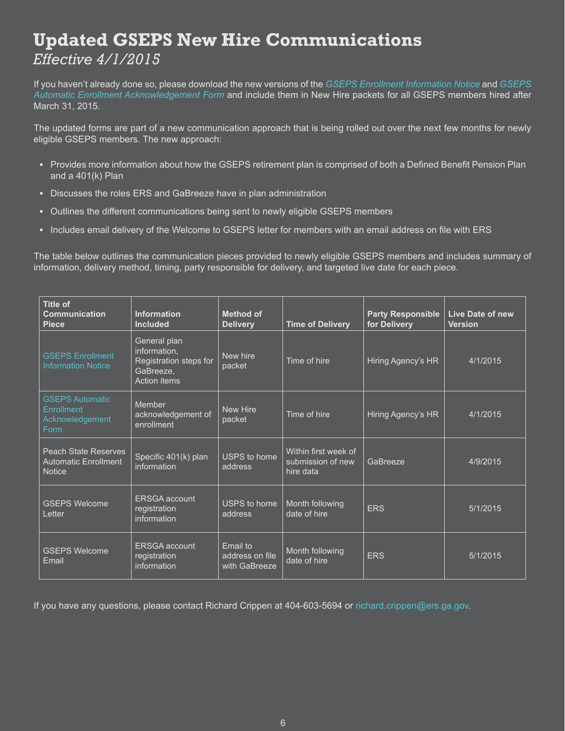# Updated GSEPS New Hire Communications

*Effective 4/1/2015*

If you haven't already done so, please download the new versions of the *GSEPS Enrollment Information Notice* and *GSEPS Automatic Enrollment Acknowledgement Form* and include them in New Hire packets for all GSEPS members hired after March 31, 2015.

The updated forms are part of a new communication approach that is being rolled out over the next few months for newly eligible GSEPS members. The new approach:

- Provides more information about how the GSEPS retirement plan is comprised of both a Defined Benefit Pension Plan and a 401(k) Plan
- Discusses the roles ERS and GaBreeze have in plan administration
- Outlines the different communications being sent to newly eligible GSEPS members
- Includes email delivery of the Welcome to GSEPS letter for members with an email address on file with ERS

The table below outlines the communication pieces provided to newly eligible GSEPS members and includes summary of information, delivery method, timing, party responsible for delivery, and targeted live date for each piece.

| Title of Communication Piece | Information Included | Method of Delivery | Time of Delivery | Party Responsible for Delivery | Live Date of new Version |
|---|---|---|---|---|---|
| GSEPS Enrollment Information Notice | General plan information, Registration steps for GaBreeze, Action items | New hire packet | Time of hire | Hiring Agency's HR | 4/1/2015 |
| GSEPS Automatic Enrollment Acknowledgement Form | Member acknowledgement of enrollment | New Hire packet | Time of hire | Hiring Agency's HR | 4/1/2015 |
| Peach State Reserves Automatic Enrollment Notice | Specific 401(k) plan information | USPS to home address | Within first week of submission of new hire data | GaBreeze | 4/9/2015 |
| GSEPS Welcome Letter | ERSGA account registration information | USPS to home address | Month following date of hire | ERS | 5/1/2015 |
| GSEPS Welcome Email | ERSGA account registration information | Email to address on file with GaBreeze | Month following date of hire | ERS | 5/1/2015 |

If you have any questions, please contact Richard Crippen at 404-603-5694 or richard.crippen@ers.ga.gov.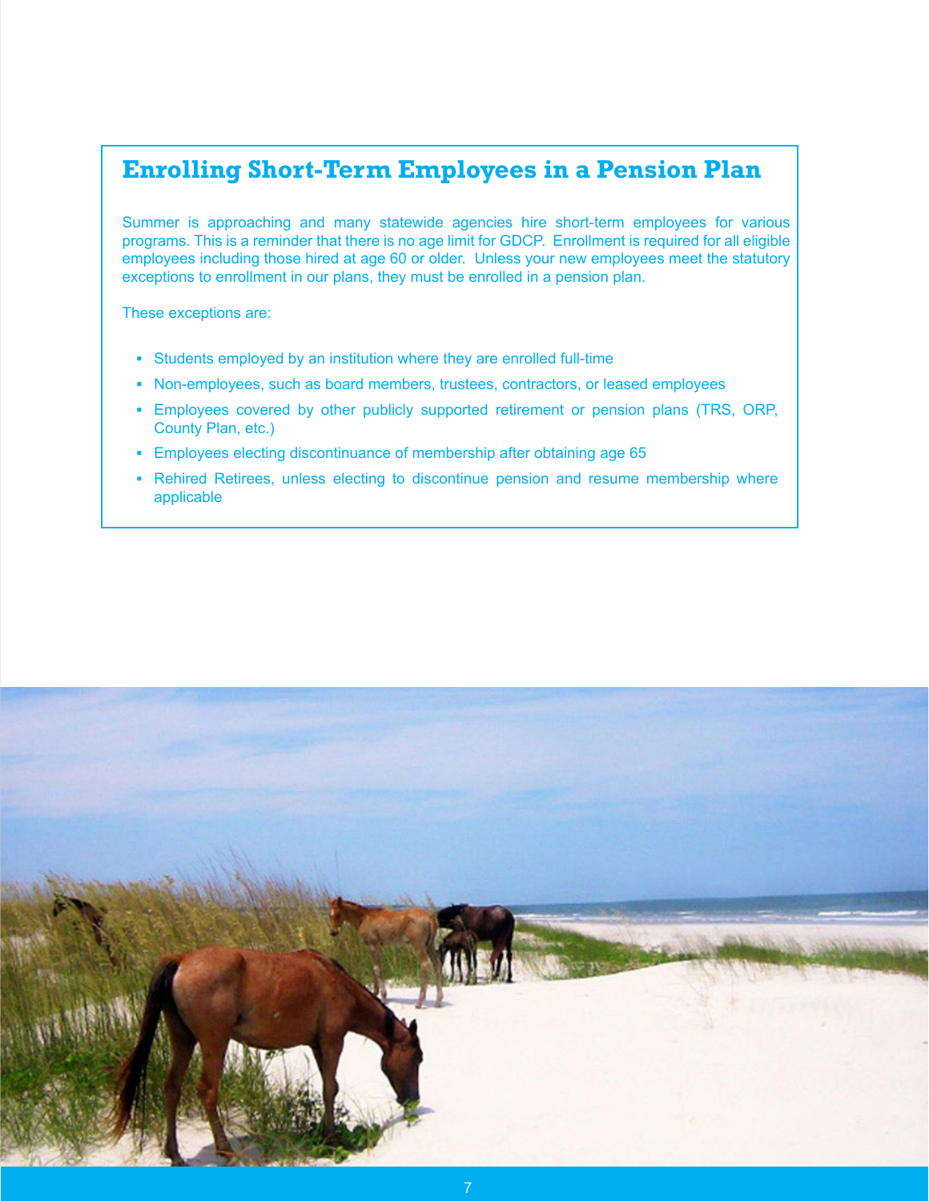## Enrolling Short-Term Employees in a Pension Plan

Summer is approaching and many statewide agencies hire short-term employees for various programs. This is a reminder that there is no age limit for GDCP. Enrollment is required for all eligible employees including those hired at age 60 or older. Unless your new employees meet the statutory exceptions to enrollment in our plans, they must be enrolled in a pension plan.

These exceptions are:

- Students employed by an institution where they are enrolled full-time
- Non-employees, such as board members, trustees, contractors, or leased employees
- Employees covered by other publicly supported retirement or pension plans (TRS, ORP, County Plan, etc.)
- Employees electing discontinuance of membership after obtaining age 65
- Rehired Retirees, unless electing to discontinue pension and resume membership where applicable